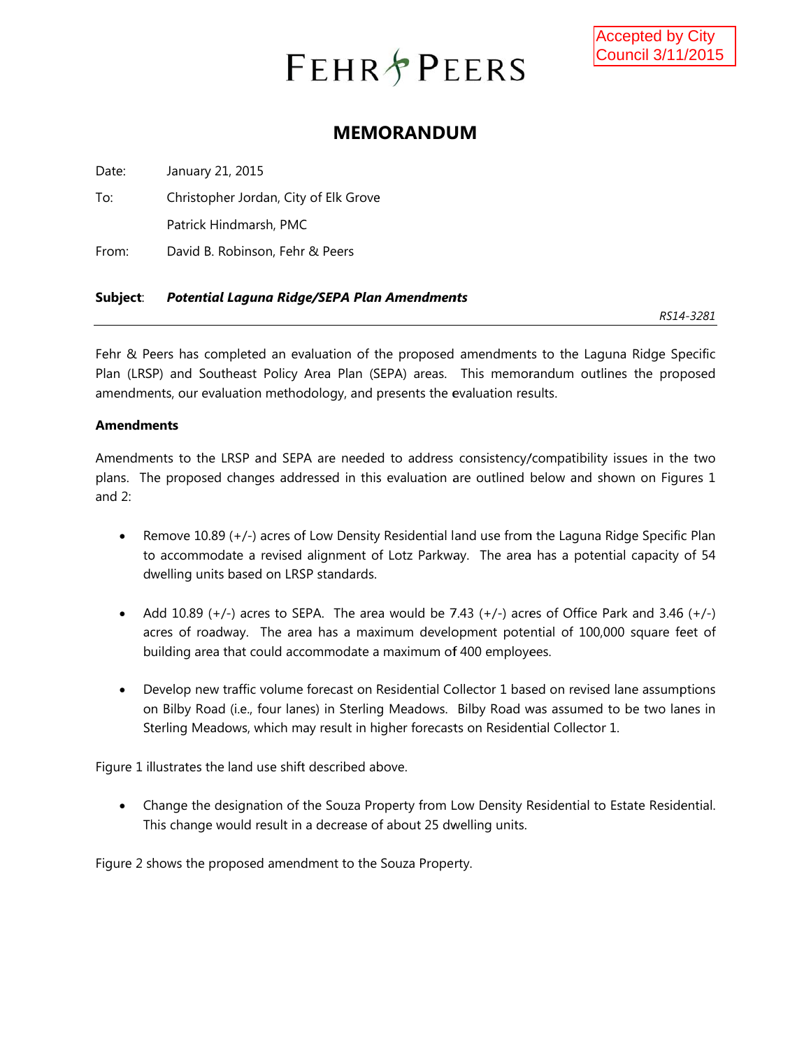Accepted by City Council 3/11/2015

FEHR & PEERS

# MEMORANDUM

Date: January 21, 2015

To: Christopher Jordan, City of Elk Grove

Patrick Hindmarsh, PMC

From: David B. Robinson, Fehr & Peers

**Subject**: ***Potential Laguna Ridge/SEPA Plan Amendments***

*RS14-3281*

---

Fehr & Peers has completed an evaluation of the proposed amendments to the Laguna Ridge Specific Plan (LRSP) and Southeast Policy Area Plan (SEPA) areas. This memorandum outlines the proposed amendments, our evaluation methodology, and presents the evaluation results.

**Amendments**

Amendments to the LRSP and SEPA are needed to address consistency/compatibility issues in the two plans. The proposed changes addressed in this evaluation are outlined below and shown on Figures 1 and 2:

- Remove 10.89 (+/-) acres of Low Density Residential land use from the Laguna Ridge Specific Plan to accommodate a revised alignment of Lotz Parkway. The area has a potential capacity of 54 dwelling units based on LRSP standards.

- Add 10.89 (+/-) acres to SEPA. The area would be 7.43 (+/-) acres of Office Park and 3.46 (+/-) acres of roadway. The area has a maximum development potential of 100,000 square feet of building area that could accommodate a maximum of 400 employees.

- Develop new traffic volume forecast on Residential Collector 1 based on revised lane assumptions on Bilby Road (i.e., four lanes) in Sterling Meadows. Bilby Road was assumed to be two lanes in Sterling Meadows, which may result in higher forecasts on Residential Collector 1.

Figure 1 illustrates the land use shift described above.

- Change the designation of the Souza Property from Low Density Residential to Estate Residential. This change would result in a decrease of about 25 dwelling units.

Figure 2 shows the proposed amendment to the Souza Property.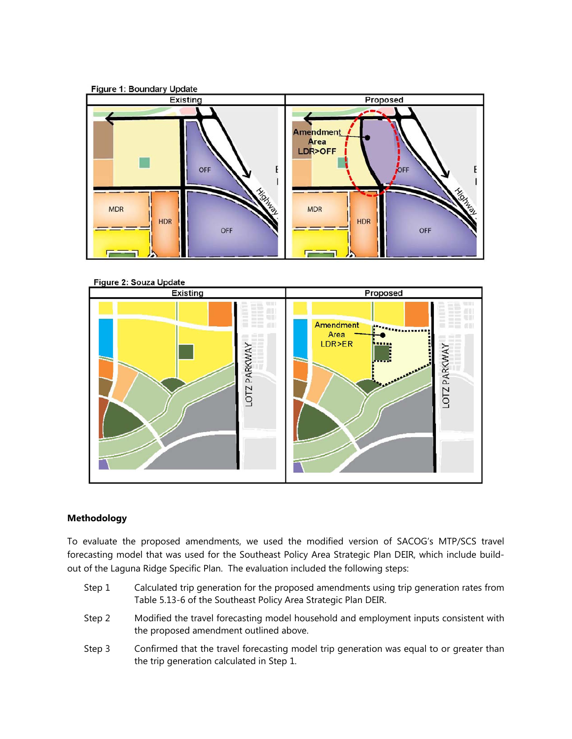Figure 1: Boundary Update

Figure 2: Souza Update

### Methodology

To evaluate the proposed amendments, we used the modified version of SACOG's MTP/SCS travel forecasting model that was used for the Southeast Policy Area Strategic Plan DEIR, which include build-out of the Laguna Ridge Specific Plan. The evaluation included the following steps:

- Step 1 Calculated trip generation for the proposed amendments using trip generation rates from Table 5.13-6 of the Southeast Policy Area Strategic Plan DEIR.
- Step 2 Modified the travel forecasting model household and employment inputs consistent with the proposed amendment outlined above.
- Step 3 Confirmed that the travel forecasting model trip generation was equal to or greater than the trip generation calculated in Step 1.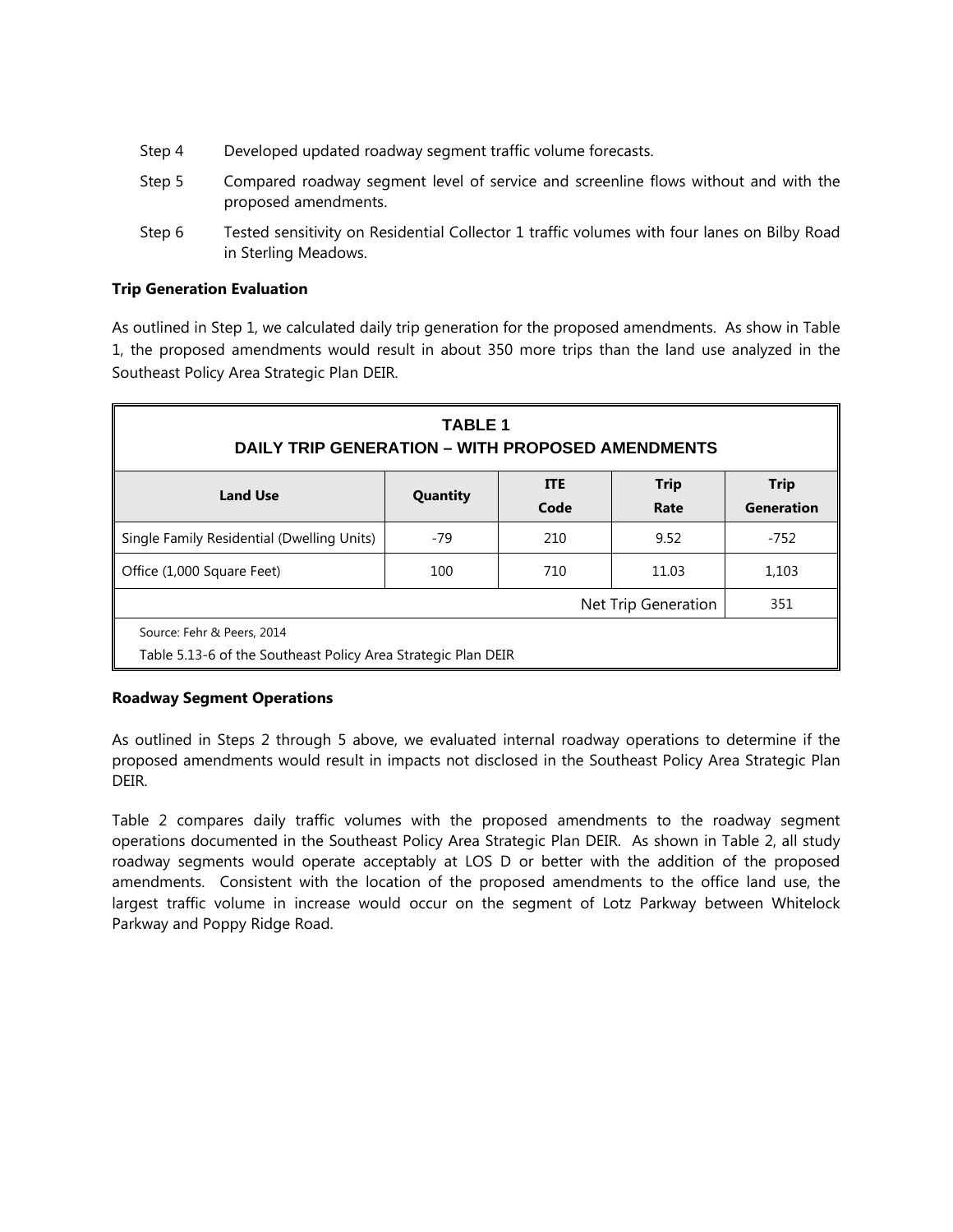Step 4 Developed updated roadway segment traffic volume forecasts.

Step 5 Compared roadway segment level of service and screenline flows without and with the proposed amendments.

Step 6 Tested sensitivity on Residential Collector 1 traffic volumes with four lanes on Bilby Road in Sterling Meadows.

**Trip Generation Evaluation**

As outlined in Step 1, we calculated daily trip generation for the proposed amendments. As show in Table 1, the proposed amendments would result in about 350 more trips than the land use analyzed in the Southeast Policy Area Strategic Plan DEIR.

**TABLE 1**
**DAILY TRIP GENERATION – WITH PROPOSED AMENDMENTS**

| Land Use | Quantity | ITE Code | Trip Rate | Trip Generation |
|---|---|---|---|---|
| Single Family Residential (Dwelling Units) | -79 | 210 | 9.52 | -752 |
| Office (1,000 Square Feet) | 100 | 710 | 11.03 | 1,103 |
| | | | Net Trip Generation | 351 |

Source: Fehr & Peers, 2014

Table 5.13-6 of the Southeast Policy Area Strategic Plan DEIR

**Roadway Segment Operations**

As outlined in Steps 2 through 5 above, we evaluated internal roadway operations to determine if the proposed amendments would result in impacts not disclosed in the Southeast Policy Area Strategic Plan DEIR.

Table 2 compares daily traffic volumes with the proposed amendments to the roadway segment operations documented in the Southeast Policy Area Strategic Plan DEIR. As shown in Table 2, all study roadway segments would operate acceptably at LOS D or better with the addition of the proposed amendments. Consistent with the location of the proposed amendments to the office land use, the largest traffic volume in increase would occur on the segment of Lotz Parkway between Whitelock Parkway and Poppy Ridge Road.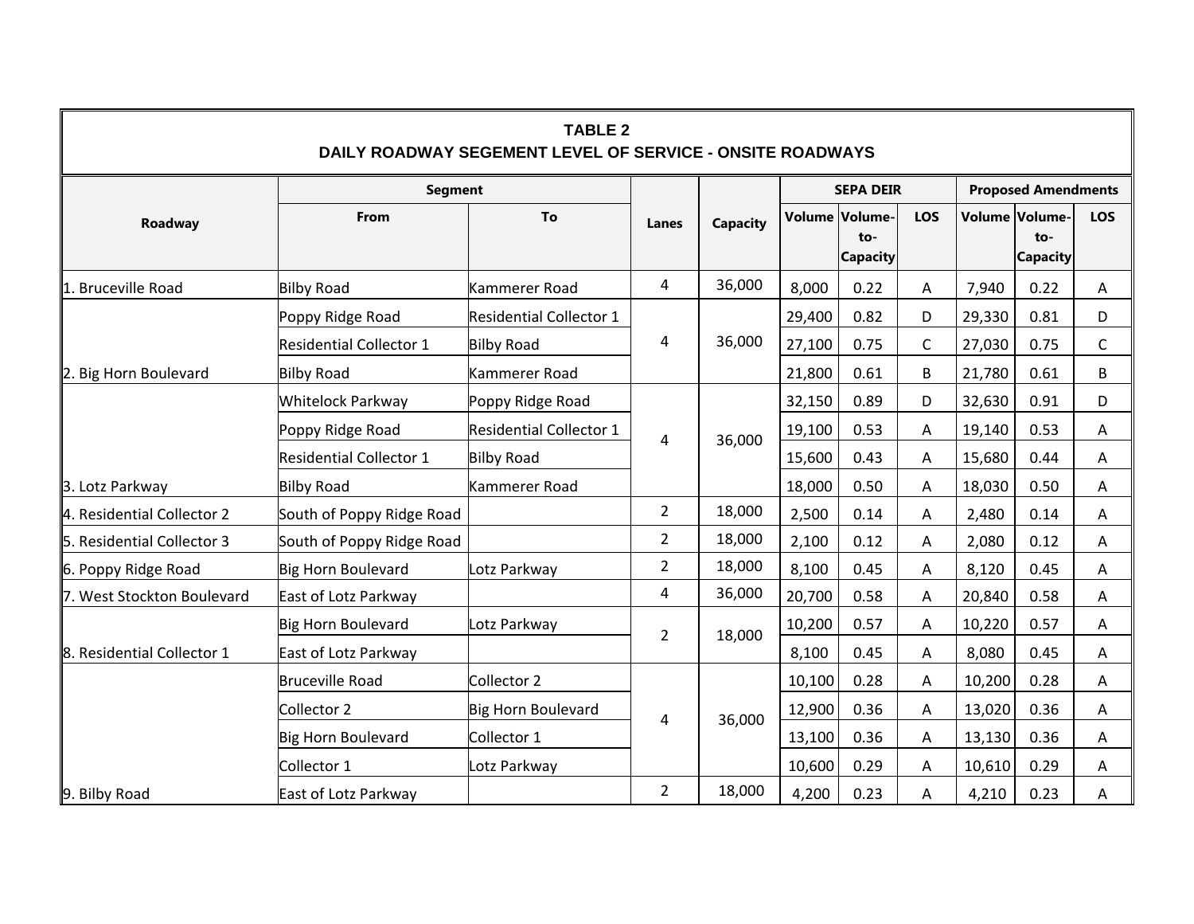**TABLE 2**
**DAILY ROADWAY SEGEMENT LEVEL OF SERVICE - ONSITE ROADWAYS**

| Roadway | Segment | | Lanes | Capacity | SEPA DEIR | | | Proposed Amendments | | |
|---|---|---|---|---|---|---|---|---|---|---|
| | From | To | | | Volume | Volume-to-Capacity | LOS | Volume | Volume-to-Capacity | LOS |
| 1. Bruceville Road | Bilby Road | Kammerer Road | 4 | 36,000 | 8,000 | 0.22 | A | 7,940 | 0.22 | A |
| 2. Big Horn Boulevard | Poppy Ridge Road | Residential Collector 1 | 4 | 36,000 | 29,400 | 0.82 | D | 29,330 | 0.81 | D |
| | Residential Collector 1 | Bilby Road | | | 27,100 | 0.75 | C | 27,030 | 0.75 | C |
| | Bilby Road | Kammerer Road | | | 21,800 | 0.61 | B | 21,780 | 0.61 | B |
| 3. Lotz Parkway | Whitelock Parkway | Poppy Ridge Road | 4 | 36,000 | 32,150 | 0.89 | D | 32,630 | 0.91 | D |
| | Poppy Ridge Road | Residential Collector 1 | | | 19,100 | 0.53 | A | 19,140 | 0.53 | A |
| | Residential Collector 1 | Bilby Road | | | 15,600 | 0.43 | A | 15,680 | 0.44 | A |
| | Bilby Road | Kammerer Road | | | 18,000 | 0.50 | A | 18,030 | 0.50 | A |
| 4. Residential Collector 2 | South of Poppy Ridge Road | | 2 | 18,000 | 2,500 | 0.14 | A | 2,480 | 0.14 | A |
| 5. Residential Collector 3 | South of Poppy Ridge Road | | 2 | 18,000 | 2,100 | 0.12 | A | 2,080 | 0.12 | A |
| 6. Poppy Ridge Road | Big Horn Boulevard | Lotz Parkway | 2 | 18,000 | 8,100 | 0.45 | A | 8,120 | 0.45 | A |
| 7. West Stockton Boulevard | East of Lotz Parkway | | 4 | 36,000 | 20,700 | 0.58 | A | 20,840 | 0.58 | A |
| 8. Residential Collector 1 | Big Horn Boulevard | Lotz Parkway | 2 | 18,000 | 10,200 | 0.57 | A | 10,220 | 0.57 | A |
| | East of Lotz Parkway | | | | 8,100 | 0.45 | A | 8,080 | 0.45 | A |
| 9. Bilby Road | Bruceville Road | Collector 2 | 4 | 36,000 | 10,100 | 0.28 | A | 10,200 | 0.28 | A |
| | Collector 2 | Big Horn Boulevard | | | 12,900 | 0.36 | A | 13,020 | 0.36 | A |
| | Big Horn Boulevard | Collector 1 | | | 13,100 | 0.36 | A | 13,130 | 0.36 | A |
| | Collector 1 | Lotz Parkway | | | 10,600 | 0.29 | A | 10,610 | 0.29 | A |
| | East of Lotz Parkway | | 2 | 18,000 | 4,200 | 0.23 | A | 4,210 | 0.23 | A |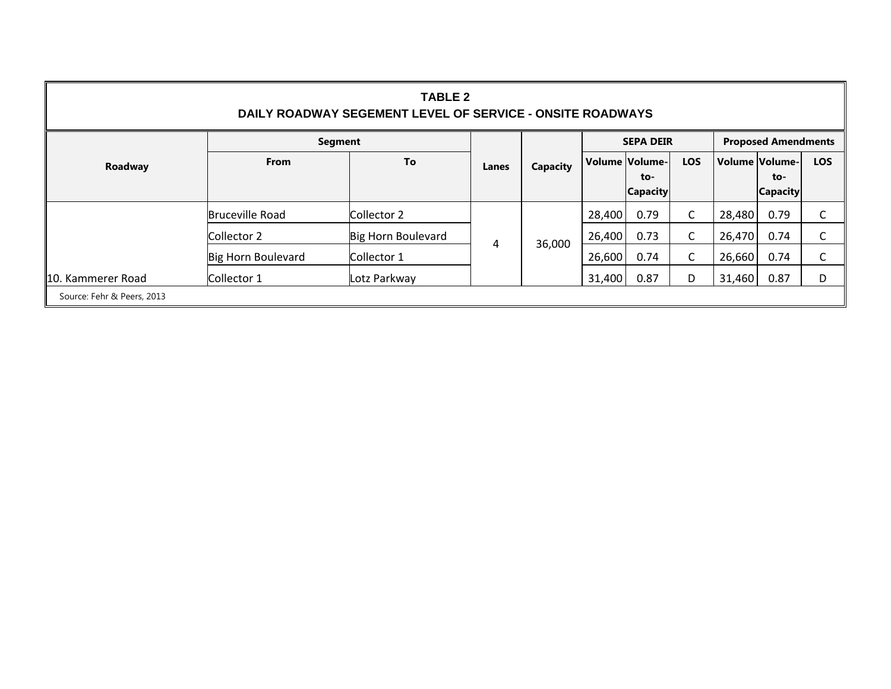**TABLE 2**

**DAILY ROADWAY SEGEMENT LEVEL OF SERVICE - ONSITE ROADWAYS**

| Roadway | Segment | | Lanes | Capacity | SEPA DEIR | | | Proposed Amendments | | |
|---|---|---|---|---|---|---|---|---|---|---|
| | From | To | | | Volume | Volume-to-Capacity | LOS | Volume | Volume-to-Capacity | LOS |
| 10. Kammerer Road | Bruceville Road | Collector 2 | 4 | 36,000 | 28,400 | 0.79 | C | 28,480 | 0.79 | C |
| | Collector 2 | Big Horn Boulevard | | | 26,400 | 0.73 | C | 26,470 | 0.74 | C |
| | Big Horn Boulevard | Collector 1 | | | 26,600 | 0.74 | C | 26,660 | 0.74 | C |
| | Collector 1 | Lotz Parkway | | | 31,400 | 0.87 | D | 31,460 | 0.87 | D |

Source: Fehr & Peers, 2013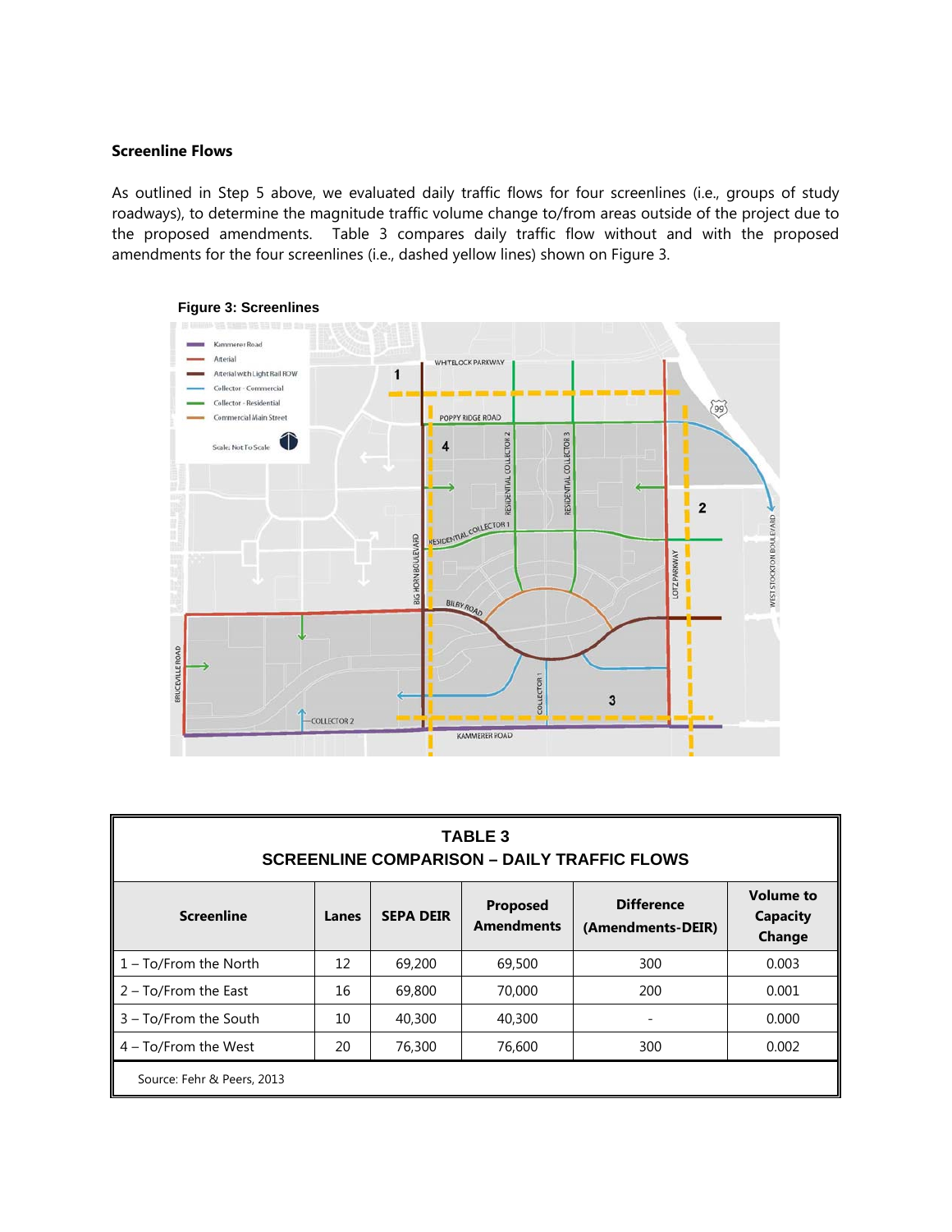**Screenline Flows**

As outlined in Step 5 above, we evaluated daily traffic flows for four screenlines (i.e., groups of study roadways), to determine the magnitude traffic volume change to/from areas outside of the project due to the proposed amendments. Table 3 compares daily traffic flow without and with the proposed amendments for the four screenlines (i.e., dashed yellow lines) shown on Figure 3.

**Figure 3: Screenlines**

**TABLE 3**
**SCREENLINE COMPARISON – DAILY TRAFFIC FLOWS**

| Screenline | Lanes | SEPA DEIR | Proposed Amendments | Difference (Amendments-DEIR) | Volume to Capacity Change |
|---|---|---|---|---|---|
| 1 – To/From the North | 12 | 69,200 | 69,500 | 300 | 0.003 |
| 2 – To/From the East | 16 | 69,800 | 70,000 | 200 | 0.001 |
| 3 – To/From the South | 10 | 40,300 | 40,300 | - | 0.000 |
| 4 – To/From the West | 20 | 76,300 | 76,600 | 300 | 0.002 |

Source: Fehr & Peers, 2013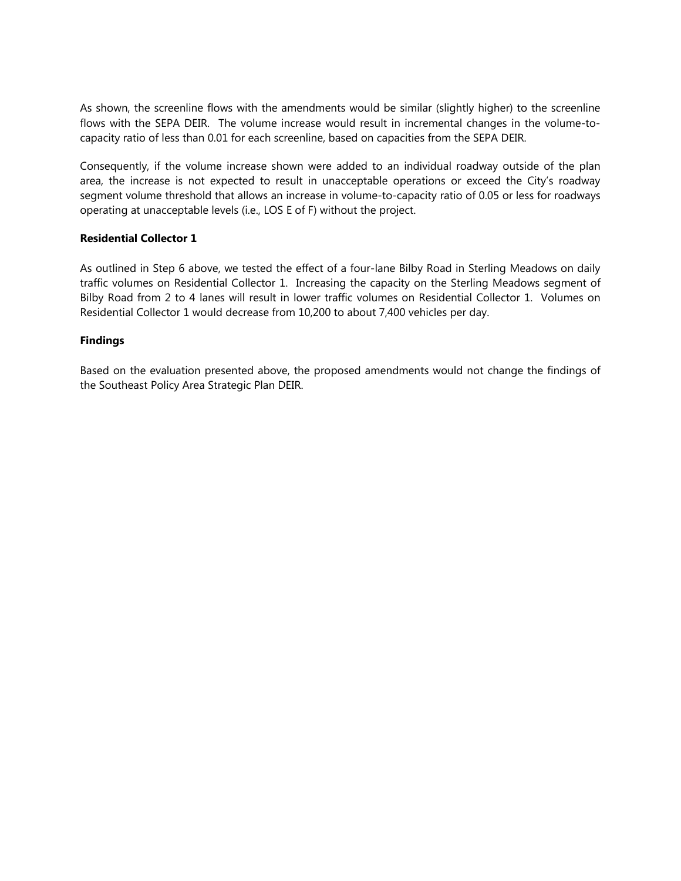As shown, the screenline flows with the amendments would be similar (slightly higher) to the screenline flows with the SEPA DEIR. The volume increase would result in incremental changes in the volume-to-capacity ratio of less than 0.01 for each screenline, based on capacities from the SEPA DEIR.

Consequently, if the volume increase shown were added to an individual roadway outside of the plan area, the increase is not expected to result in unacceptable operations or exceed the City's roadway segment volume threshold that allows an increase in volume-to-capacity ratio of 0.05 or less for roadways operating at unacceptable levels (i.e., LOS E of F) without the project.

**Residential Collector 1**

As outlined in Step 6 above, we tested the effect of a four-lane Bilby Road in Sterling Meadows on daily traffic volumes on Residential Collector 1. Increasing the capacity on the Sterling Meadows segment of Bilby Road from 2 to 4 lanes will result in lower traffic volumes on Residential Collector 1. Volumes on Residential Collector 1 would decrease from 10,200 to about 7,400 vehicles per day.

**Findings**

Based on the evaluation presented above, the proposed amendments would not change the findings of the Southeast Policy Area Strategic Plan DEIR.